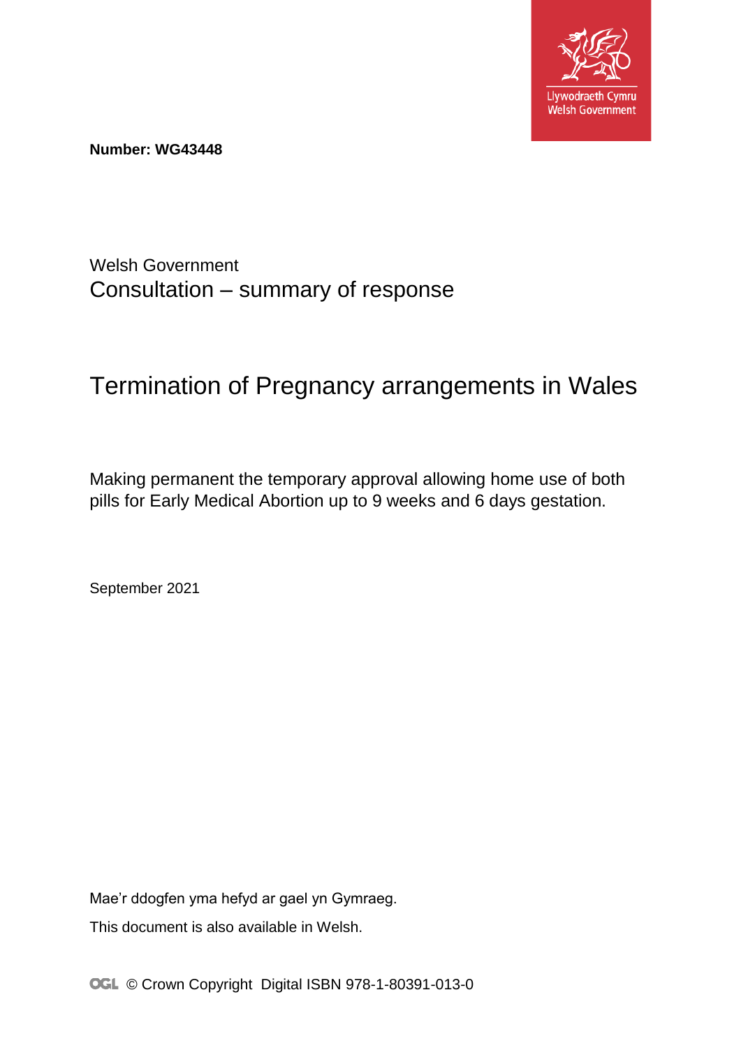Llywodraeth Cymru
Welsh Government

**Number: WG43448**

Welsh Government

Consultation – summary of response

# Termination of Pregnancy arrangements in Wales

Making permanent the temporary approval allowing home use of both pills for Early Medical Abortion up to 9 weeks and 6 days gestation.

September 2021

Mae'r ddogfen yma hefyd ar gael yn Gymraeg.

This document is also available in Welsh.

OGL © Crown Copyright Digital ISBN 978-1-80391-013-0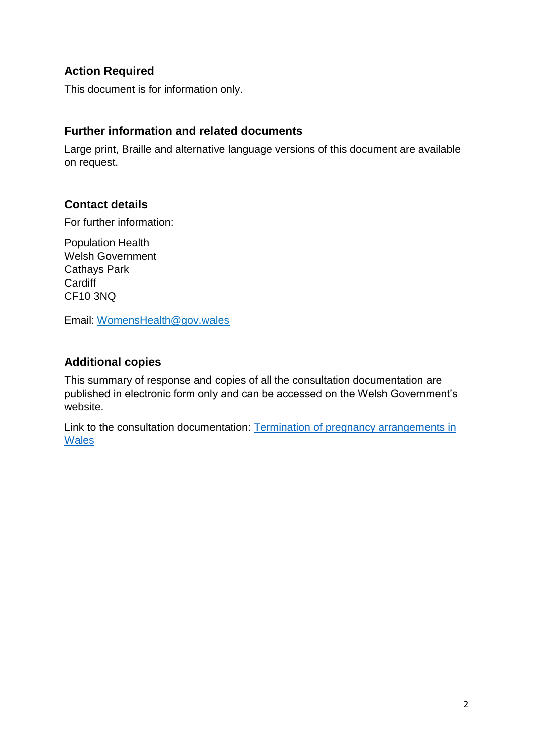## Action Required

This document is for information only.

## Further information and related documents

Large print, Braille and alternative language versions of this document are available on request.

## Contact details

For further information:

Population Health
Welsh Government
Cathays Park
Cardiff
CF10 3NQ

Email: [WomensHealth@gov.wales](mailto:WomensHealth@gov.wales)

## Additional copies

This summary of response and copies of all the consultation documentation are published in electronic form only and can be accessed on the Welsh Government's website.

Link to the consultation documentation: Termination of pregnancy arrangements in Wales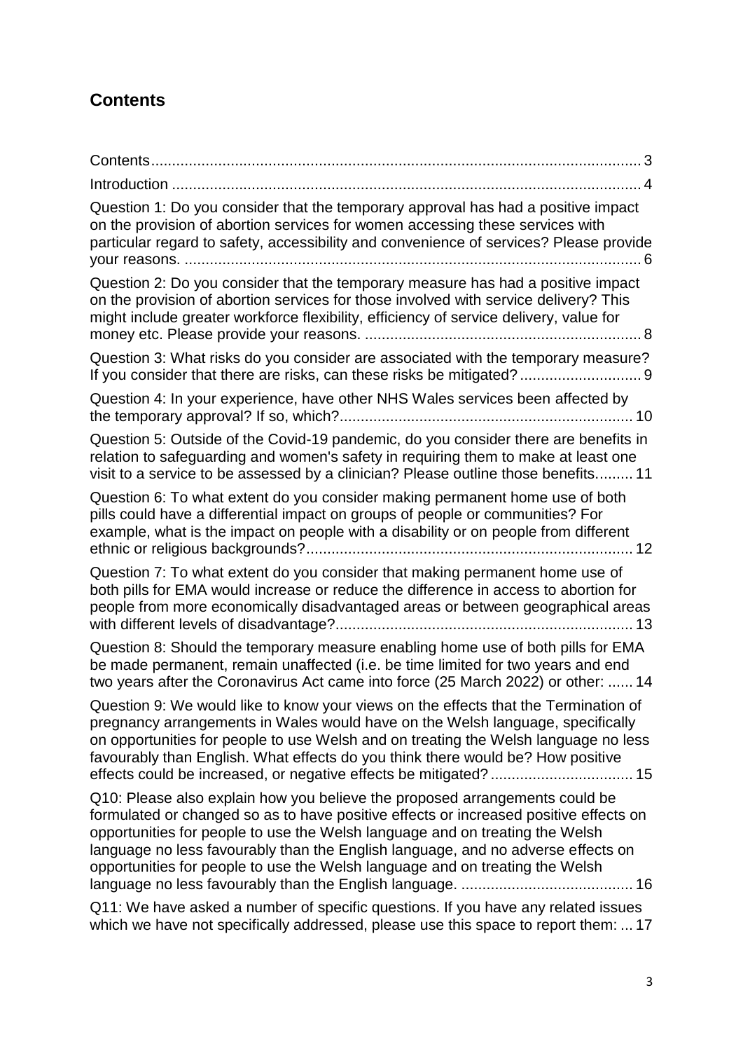## Contents

Contents ........................................................................................................ 3

Introduction ..................................................................................................... 4

Question 1: Do you consider that the temporary approval has had a positive impact on the provision of abortion services for women accessing these services with particular regard to safety, accessibility and convenience of services? Please provide your reasons. ......................................................................................................... 6

Question 2: Do you consider that the temporary measure has had a positive impact on the provision of abortion services for those involved with service delivery? This might include greater workforce flexibility, efficiency of service delivery, value for money etc. Please provide your reasons. ............................................................... 8

Question 3: What risks do you consider are associated with the temporary measure? If you consider that there are risks, can these risks be mitigated? ............................ 9

Question 4: In your experience, have other NHS Wales services been affected by the temporary approval? If so, which? ..................................................................... 10

Question 5: Outside of the Covid-19 pandemic, do you consider there are benefits in relation to safeguarding and women's safety in requiring them to make at least one visit to a service to be assessed by a clinician? Please outline those benefits......... 11

Question 6: To what extent do you consider making permanent home use of both pills could have a differential impact on groups of people or communities? For example, what is the impact on people with a disability or on people from different ethnic or religious backgrounds? ............................................................................ 12

Question 7: To what extent do you consider that making permanent home use of both pills for EMA would increase or reduce the difference in access to abortion for people from more economically disadvantaged areas or between geographical areas with different levels of disadvantage? ...................................................................... 13

Question 8: Should the temporary measure enabling home use of both pills for EMA be made permanent, remain unaffected (i.e. be time limited for two years and end two years after the Coronavirus Act came into force (25 March 2022) or other: ...... 14

Question 9: We would like to know your views on the effects that the Termination of pregnancy arrangements in Wales would have on the Welsh language, specifically on opportunities for people to use Welsh and on treating the Welsh language no less favourably than English. What effects do you think there would be? How positive effects could be increased, or negative effects be mitigated? ................................. 15

Q10: Please also explain how you believe the proposed arrangements could be formulated or changed so as to have positive effects or increased positive effects on opportunities for people to use the Welsh language and on treating the Welsh language no less favourably than the English language, and no adverse effects on opportunities for people to use the Welsh language and on treating the Welsh language no less favourably than the English language. ......................................... 16

Q11: We have asked a number of specific questions. If you have any related issues which we have not specifically addressed, please use this space to report them: ... 17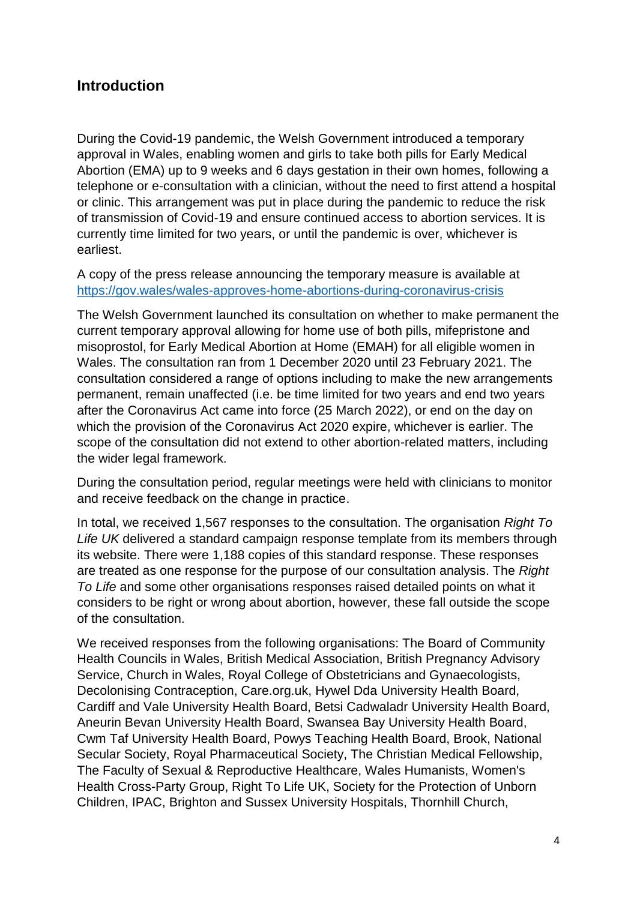## Introduction

During the Covid-19 pandemic, the Welsh Government introduced a temporary approval in Wales, enabling women and girls to take both pills for Early Medical Abortion (EMA) up to 9 weeks and 6 days gestation in their own homes, following a telephone or e-consultation with a clinician, without the need to first attend a hospital or clinic. This arrangement was put in place during the pandemic to reduce the risk of transmission of Covid-19 and ensure continued access to abortion services. It is currently time limited for two years, or until the pandemic is over, whichever is earliest.

A copy of the press release announcing the temporary measure is available at [https://gov.wales/wales-approves-home-abortions-during-coronavirus-crisis](https://gov.wales/wales-approves-home-abortions-during-coronavirus-crisis)

The Welsh Government launched its consultation on whether to make permanent the current temporary approval allowing for home use of both pills, mifepristone and misoprostol, for Early Medical Abortion at Home (EMAH) for all eligible women in Wales. The consultation ran from 1 December 2020 until 23 February 2021. The consultation considered a range of options including to make the new arrangements permanent, remain unaffected (i.e. be time limited for two years and end two years after the Coronavirus Act came into force (25 March 2022), or end on the day on which the provision of the Coronavirus Act 2020 expire, whichever is earlier. The scope of the consultation did not extend to other abortion-related matters, including the wider legal framework.

During the consultation period, regular meetings were held with clinicians to monitor and receive feedback on the change in practice.

In total, we received 1,567 responses to the consultation. The organisation *Right To Life UK* delivered a standard campaign response template from its members through its website. There were 1,188 copies of this standard response. These responses are treated as one response for the purpose of our consultation analysis. The *Right To Life* and some other organisations responses raised detailed points on what it considers to be right or wrong about abortion, however, these fall outside the scope of the consultation.

We received responses from the following organisations: The Board of Community Health Councils in Wales, British Medical Association, British Pregnancy Advisory Service, Church in Wales, Royal College of Obstetricians and Gynaecologists, Decolonising Contraception, Care.org.uk, Hywel Dda University Health Board, Cardiff and Vale University Health Board, Betsi Cadwaladr University Health Board, Aneurin Bevan University Health Board, Swansea Bay University Health Board, Cwm Taf University Health Board, Powys Teaching Health Board, Brook, National Secular Society, Royal Pharmaceutical Society, The Christian Medical Fellowship, The Faculty of Sexual & Reproductive Healthcare, Wales Humanists, Women's Health Cross-Party Group, Right To Life UK, Society for the Protection of Unborn Children, IPAC, Brighton and Sussex University Hospitals, Thornhill Church,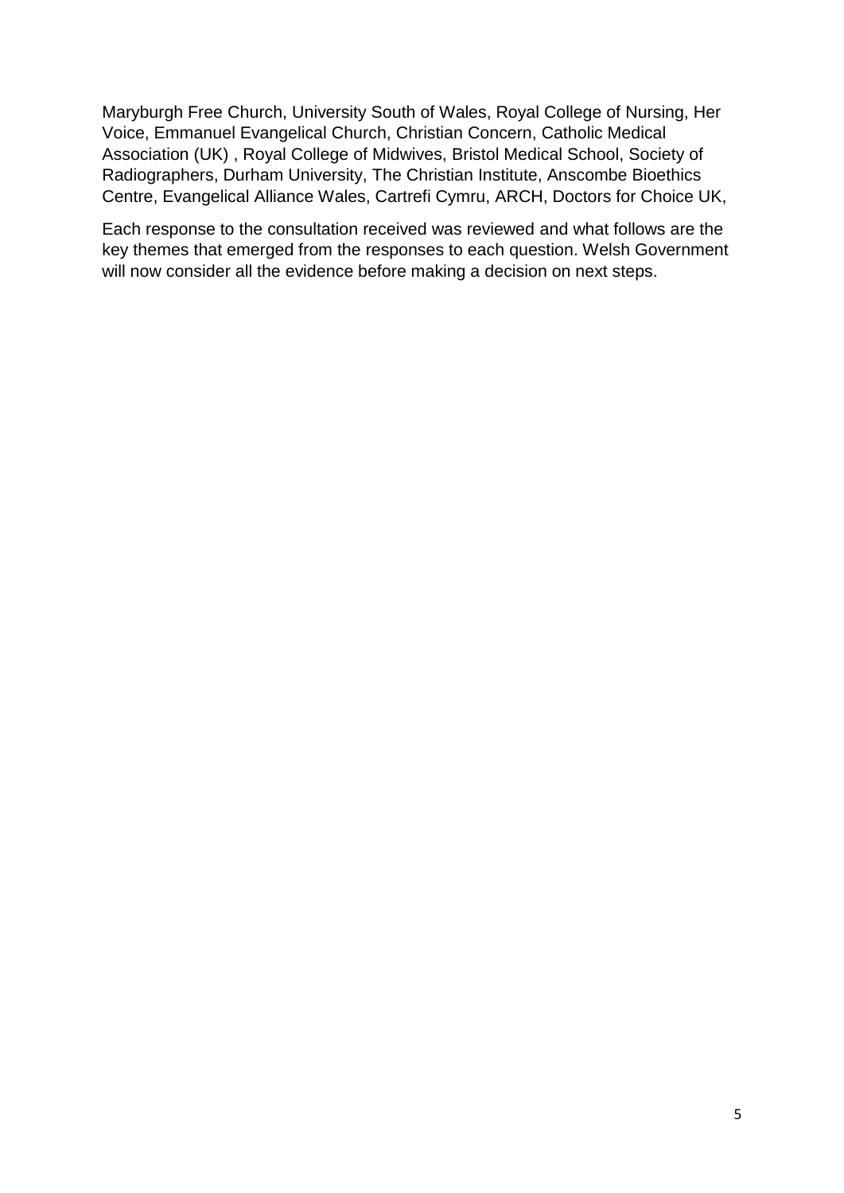Maryburgh Free Church, University South of Wales, Royal College of Nursing, Her Voice, Emmanuel Evangelical Church, Christian Concern, Catholic Medical Association (UK) , Royal College of Midwives, Bristol Medical School, Society of Radiographers, Durham University, The Christian Institute, Anscombe Bioethics Centre, Evangelical Alliance Wales, Cartrefi Cymru, ARCH, Doctors for Choice UK,

Each response to the consultation received was reviewed and what follows are the key themes that emerged from the responses to each question. Welsh Government will now consider all the evidence before making a decision on next steps.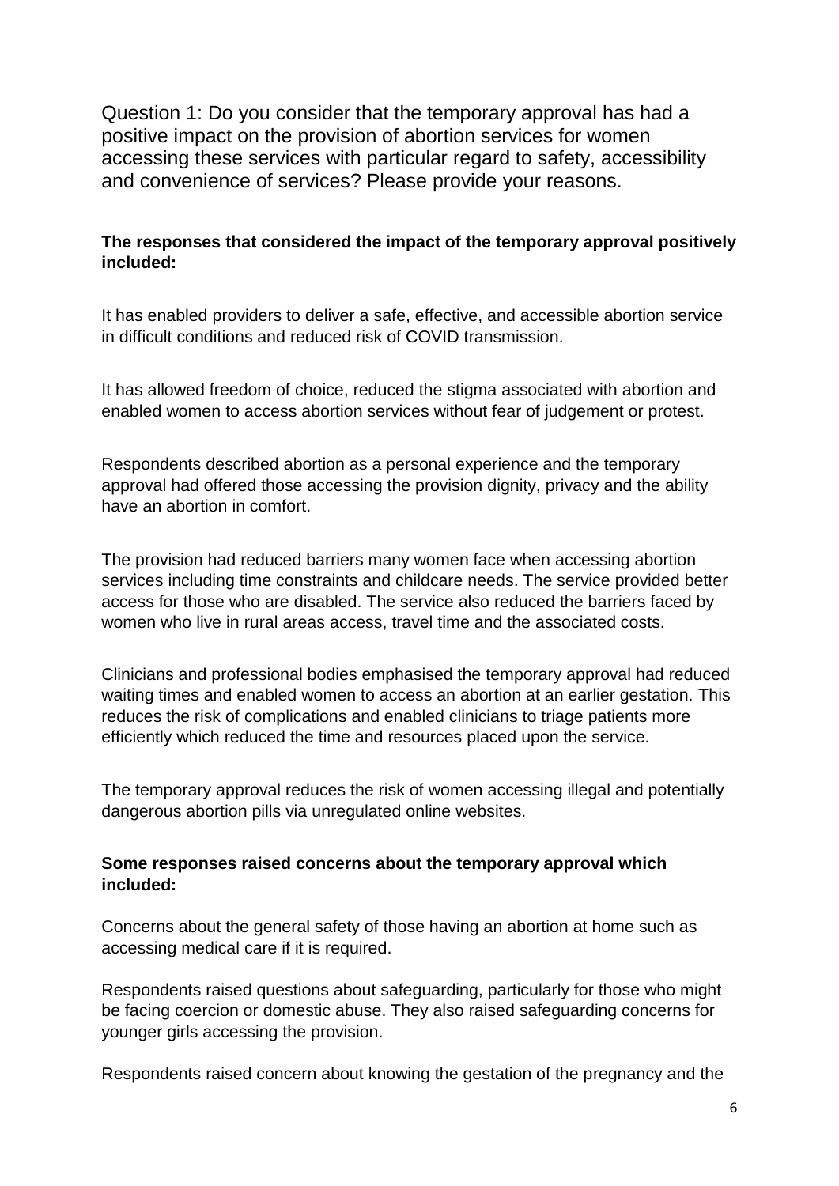Question 1: Do you consider that the temporary approval has had a positive impact on the provision of abortion services for women accessing these services with particular regard to safety, accessibility and convenience of services? Please provide your reasons.

**The responses that considered the impact of the temporary approval positively included:**

It has enabled providers to deliver a safe, effective, and accessible abortion service in difficult conditions and reduced risk of COVID transmission.

It has allowed freedom of choice, reduced the stigma associated with abortion and enabled women to access abortion services without fear of judgement or protest.

Respondents described abortion as a personal experience and the temporary approval had offered those accessing the provision dignity, privacy and the ability have an abortion in comfort.

The provision had reduced barriers many women face when accessing abortion services including time constraints and childcare needs. The service provided better access for those who are disabled. The service also reduced the barriers faced by women who live in rural areas access, travel time and the associated costs.

Clinicians and professional bodies emphasised the temporary approval had reduced waiting times and enabled women to access an abortion at an earlier gestation. This reduces the risk of complications and enabled clinicians to triage patients more efficiently which reduced the time and resources placed upon the service.

The temporary approval reduces the risk of women accessing illegal and potentially dangerous abortion pills via unregulated online websites.

**Some responses raised concerns about the temporary approval which included:**

Concerns about the general safety of those having an abortion at home such as accessing medical care if it is required.

Respondents raised questions about safeguarding, particularly for those who might be facing coercion or domestic abuse. They also raised safeguarding concerns for younger girls accessing the provision.

Respondents raised concern about knowing the gestation of the pregnancy and the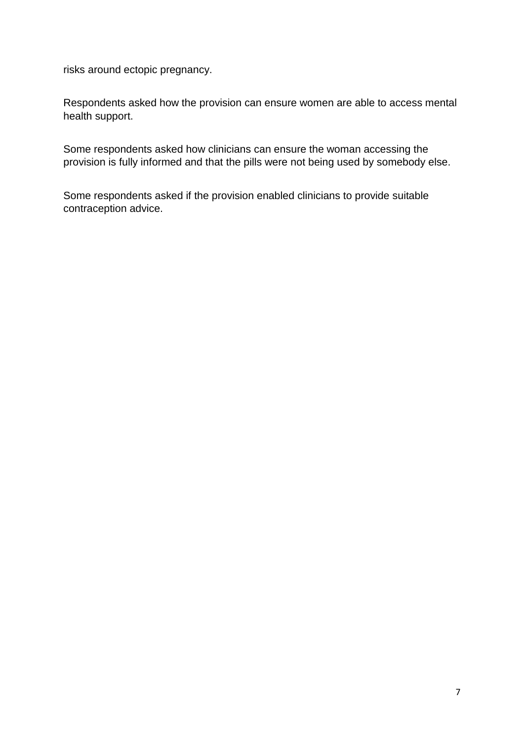risks around ectopic pregnancy.

Respondents asked how the provision can ensure women are able to access mental health support.

Some respondents asked how clinicians can ensure the woman accessing the provision is fully informed and that the pills were not being used by somebody else.

Some respondents asked if the provision enabled clinicians to provide suitable contraception advice.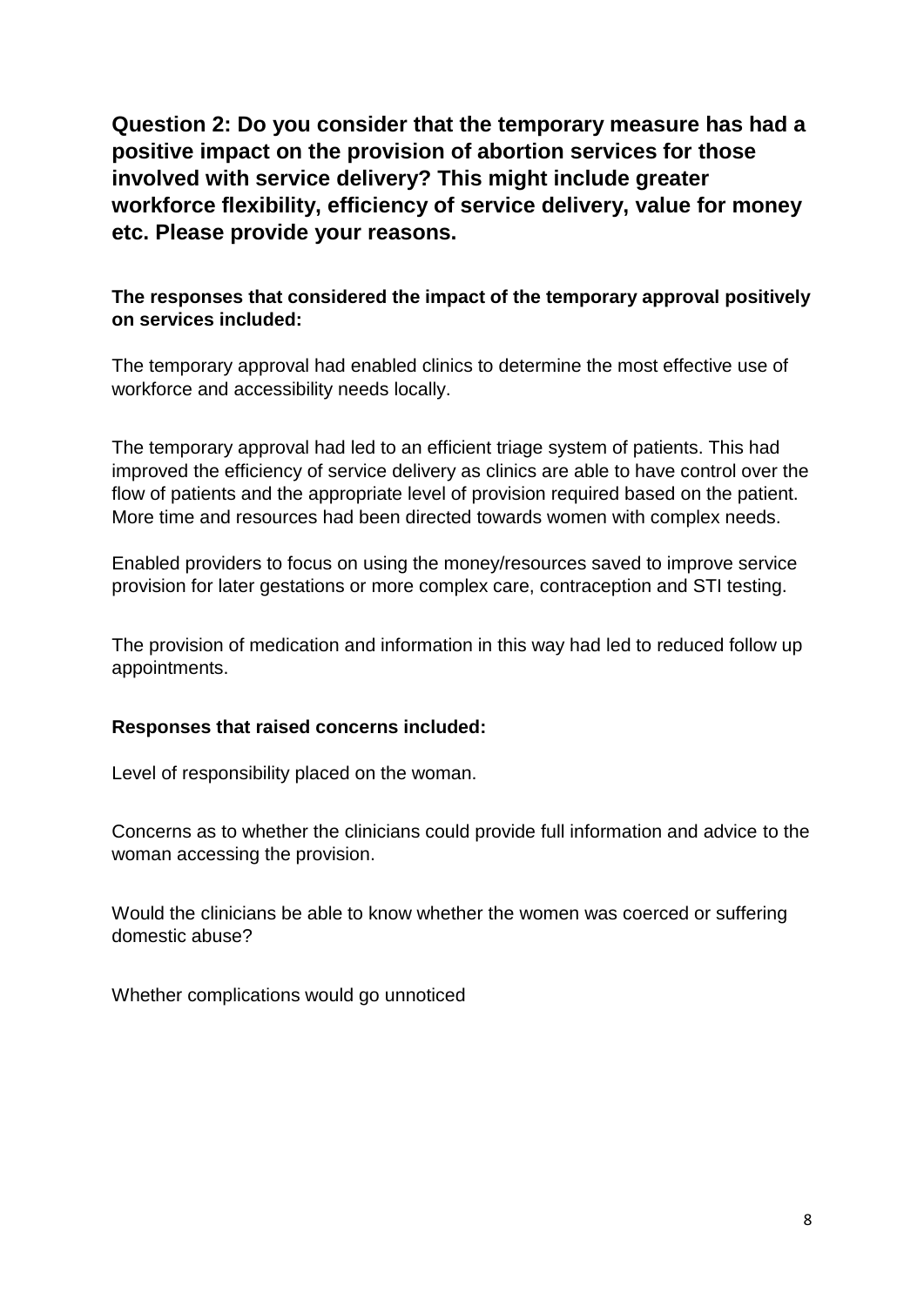## Question 2: Do you consider that the temporary measure has had a positive impact on the provision of abortion services for those involved with service delivery? This might include greater workforce flexibility, efficiency of service delivery, value for money etc. Please provide your reasons.

**The responses that considered the impact of the temporary approval positively on services included:**

The temporary approval had enabled clinics to determine the most effective use of workforce and accessibility needs locally.

The temporary approval had led to an efficient triage system of patients. This had improved the efficiency of service delivery as clinics are able to have control over the flow of patients and the appropriate level of provision required based on the patient. More time and resources had been directed towards women with complex needs.

Enabled providers to focus on using the money/resources saved to improve service provision for later gestations or more complex care, contraception and STI testing.

The provision of medication and information in this way had led to reduced follow up appointments.

**Responses that raised concerns included:**

Level of responsibility placed on the woman.

Concerns as to whether the clinicians could provide full information and advice to the woman accessing the provision.

Would the clinicians be able to know whether the women was coerced or suffering domestic abuse?

Whether complications would go unnoticed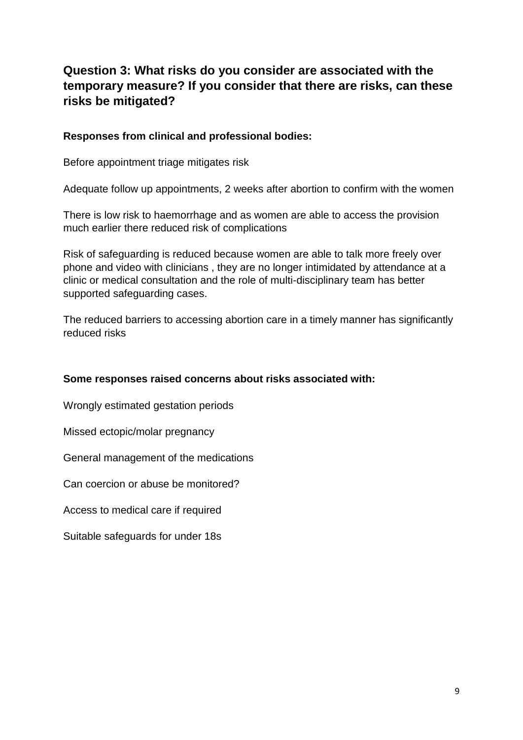## Question 3: What risks do you consider are associated with the temporary measure? If you consider that there are risks, can these risks be mitigated?

**Responses from clinical and professional bodies:**

Before appointment triage mitigates risk

Adequate follow up appointments, 2 weeks after abortion to confirm with the women

There is low risk to haemorrhage and as women are able to access the provision much earlier there reduced risk of complications

Risk of safeguarding is reduced because women are able to talk more freely over phone and video with clinicians , they are no longer intimidated by attendance at a clinic or medical consultation and the role of multi-disciplinary team has better supported safeguarding cases.

The reduced barriers to accessing abortion care in a timely manner has significantly reduced risks

**Some responses raised concerns about risks associated with:**

Wrongly estimated gestation periods

Missed ectopic/molar pregnancy

General management of the medications

Can coercion or abuse be monitored?

Access to medical care if required

Suitable safeguards for under 18s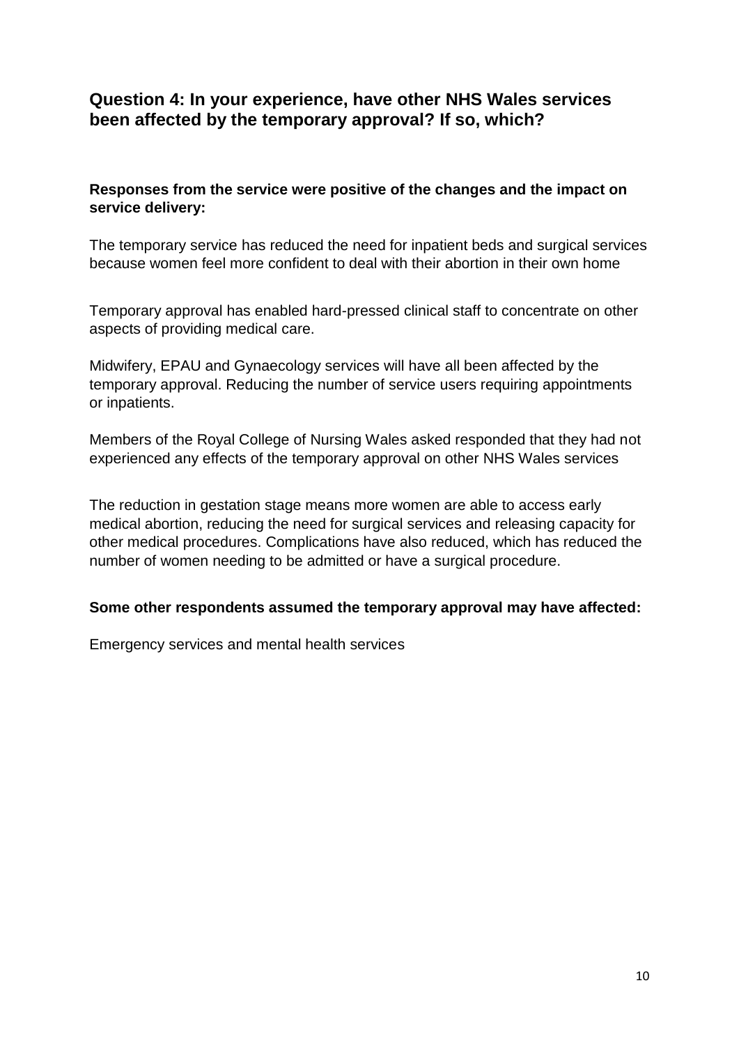## Question 4: In your experience, have other NHS Wales services been affected by the temporary approval? If so, which?

**Responses from the service were positive of the changes and the impact on service delivery:**

The temporary service has reduced the need for inpatient beds and surgical services because women feel more confident to deal with their abortion in their own home

Temporary approval has enabled hard-pressed clinical staff to concentrate on other aspects of providing medical care.

Midwifery, EPAU and Gynaecology services will have all been affected by the temporary approval. Reducing the number of service users requiring appointments or inpatients.

Members of the Royal College of Nursing Wales asked responded that they had not experienced any effects of the temporary approval on other NHS Wales services

The reduction in gestation stage means more women are able to access early medical abortion, reducing the need for surgical services and releasing capacity for other medical procedures. Complications have also reduced, which has reduced the number of women needing to be admitted or have a surgical procedure.

**Some other respondents assumed the temporary approval may have affected:**

Emergency services and mental health services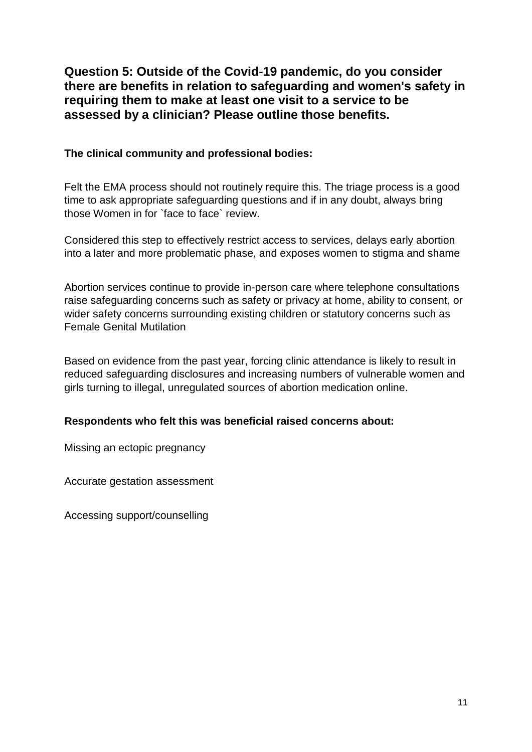## Question 5: Outside of the Covid-19 pandemic, do you consider there are benefits in relation to safeguarding and women's safety in requiring them to make at least one visit to a service to be assessed by a clinician? Please outline those benefits.

**The clinical community and professional bodies:**

Felt the EMA process should not routinely require this. The triage process is a good time to ask appropriate safeguarding questions and if in any doubt, always bring those Women in for `face to face` review.

Considered this step to effectively restrict access to services, delays early abortion into a later and more problematic phase, and exposes women to stigma and shame

Abortion services continue to provide in-person care where telephone consultations raise safeguarding concerns such as safety or privacy at home, ability to consent, or wider safety concerns surrounding existing children or statutory concerns such as Female Genital Mutilation

Based on evidence from the past year, forcing clinic attendance is likely to result in reduced safeguarding disclosures and increasing numbers of vulnerable women and girls turning to illegal, unregulated sources of abortion medication online.

**Respondents who felt this was beneficial raised concerns about:**

Missing an ectopic pregnancy

Accurate gestation assessment

Accessing support/counselling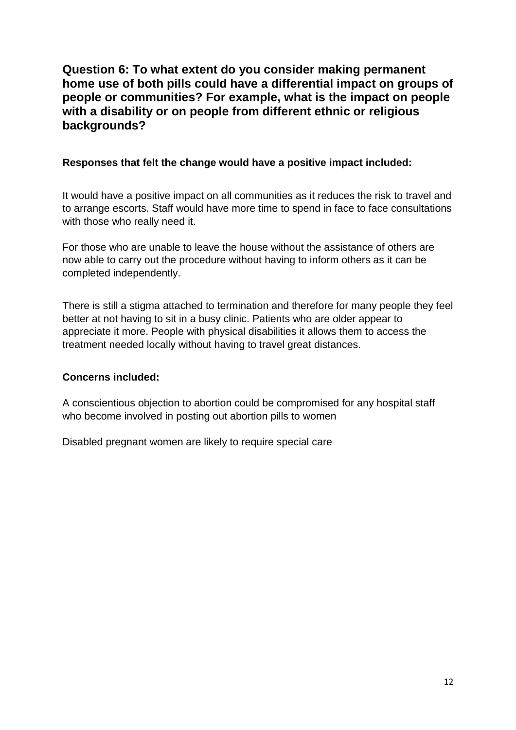## Question 6: To what extent do you consider making permanent home use of both pills could have a differential impact on groups of people or communities? For example, what is the impact on people with a disability or on people from different ethnic or religious backgrounds?

**Responses that felt the change would have a positive impact included:**

It would have a positive impact on all communities as it reduces the risk to travel and to arrange escorts. Staff would have more time to spend in face to face consultations with those who really need it.

For those who are unable to leave the house without the assistance of others are now able to carry out the procedure without having to inform others as it can be completed independently.

There is still a stigma attached to termination and therefore for many people they feel better at not having to sit in a busy clinic. Patients who are older appear to appreciate it more. People with physical disabilities it allows them to access the treatment needed locally without having to travel great distances.

**Concerns included:**

A conscientious objection to abortion could be compromised for any hospital staff who become involved in posting out abortion pills to women

Disabled pregnant women are likely to require special care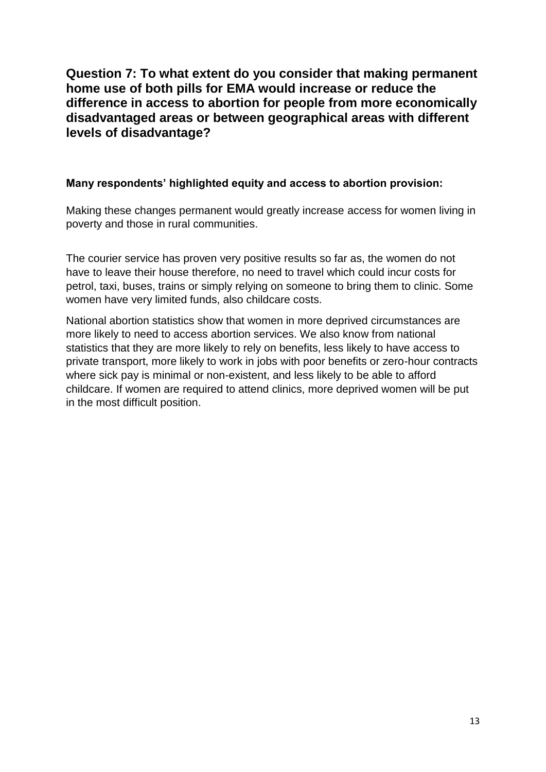## Question 7: To what extent do you consider that making permanent home use of both pills for EMA would increase or reduce the difference in access to abortion for people from more economically disadvantaged areas or between geographical areas with different levels of disadvantage?

**Many respondents' highlighted equity and access to abortion provision:**

Making these changes permanent would greatly increase access for women living in poverty and those in rural communities.

The courier service has proven very positive results so far as, the women do not have to leave their house therefore, no need to travel which could incur costs for petrol, taxi, buses, trains or simply relying on someone to bring them to clinic. Some women have very limited funds, also childcare costs.

National abortion statistics show that women in more deprived circumstances are more likely to need to access abortion services. We also know from national statistics that they are more likely to rely on benefits, less likely to have access to private transport, more likely to work in jobs with poor benefits or zero-hour contracts where sick pay is minimal or non-existent, and less likely to be able to afford childcare. If women are required to attend clinics, more deprived women will be put in the most difficult position.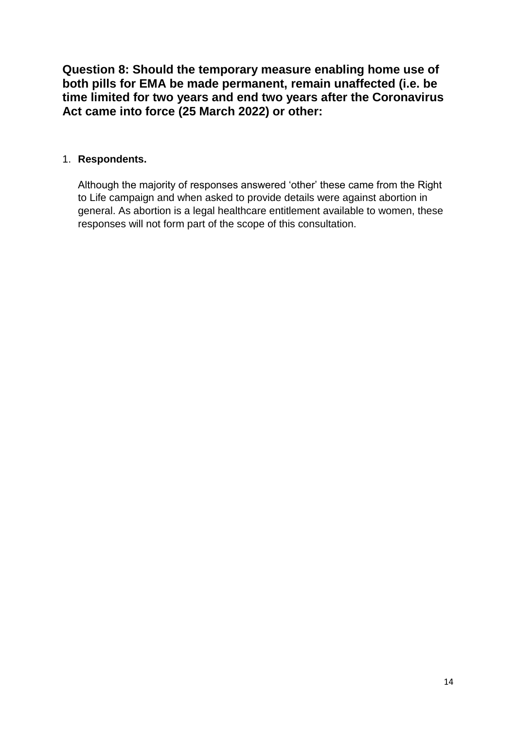**Question 8: Should the temporary measure enabling home use of both pills for EMA be made permanent, remain unaffected (i.e. be time limited for two years and end two years after the Coronavirus Act came into force (25 March 2022) or other:**

1. **Respondents.**

   Although the majority of responses answered 'other' these came from the Right to Life campaign and when asked to provide details were against abortion in general. As abortion is a legal healthcare entitlement available to women, these responses will not form part of the scope of this consultation.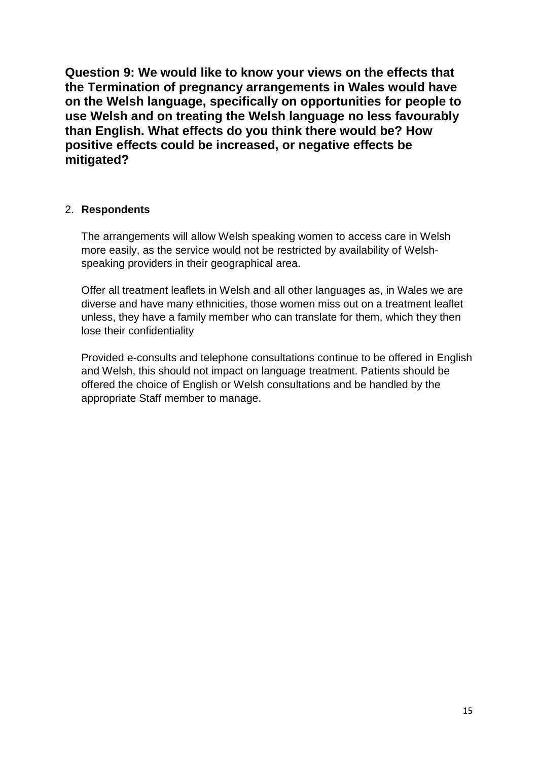**Question 9: We would like to know your views on the effects that the Termination of pregnancy arrangements in Wales would have on the Welsh language, specifically on opportunities for people to use Welsh and on treating the Welsh language no less favourably than English. What effects do you think there would be? How positive effects could be increased, or negative effects be mitigated?**

2. **Respondents**

The arrangements will allow Welsh speaking women to access care in Welsh more easily, as the service would not be restricted by availability of Welsh-speaking providers in their geographical area.

Offer all treatment leaflets in Welsh and all other languages as, in Wales we are diverse and have many ethnicities, those women miss out on a treatment leaflet unless, they have a family member who can translate for them, which they then lose their confidentiality

Provided e-consults and telephone consultations continue to be offered in English and Welsh, this should not impact on language treatment. Patients should be offered the choice of English or Welsh consultations and be handled by the appropriate Staff member to manage.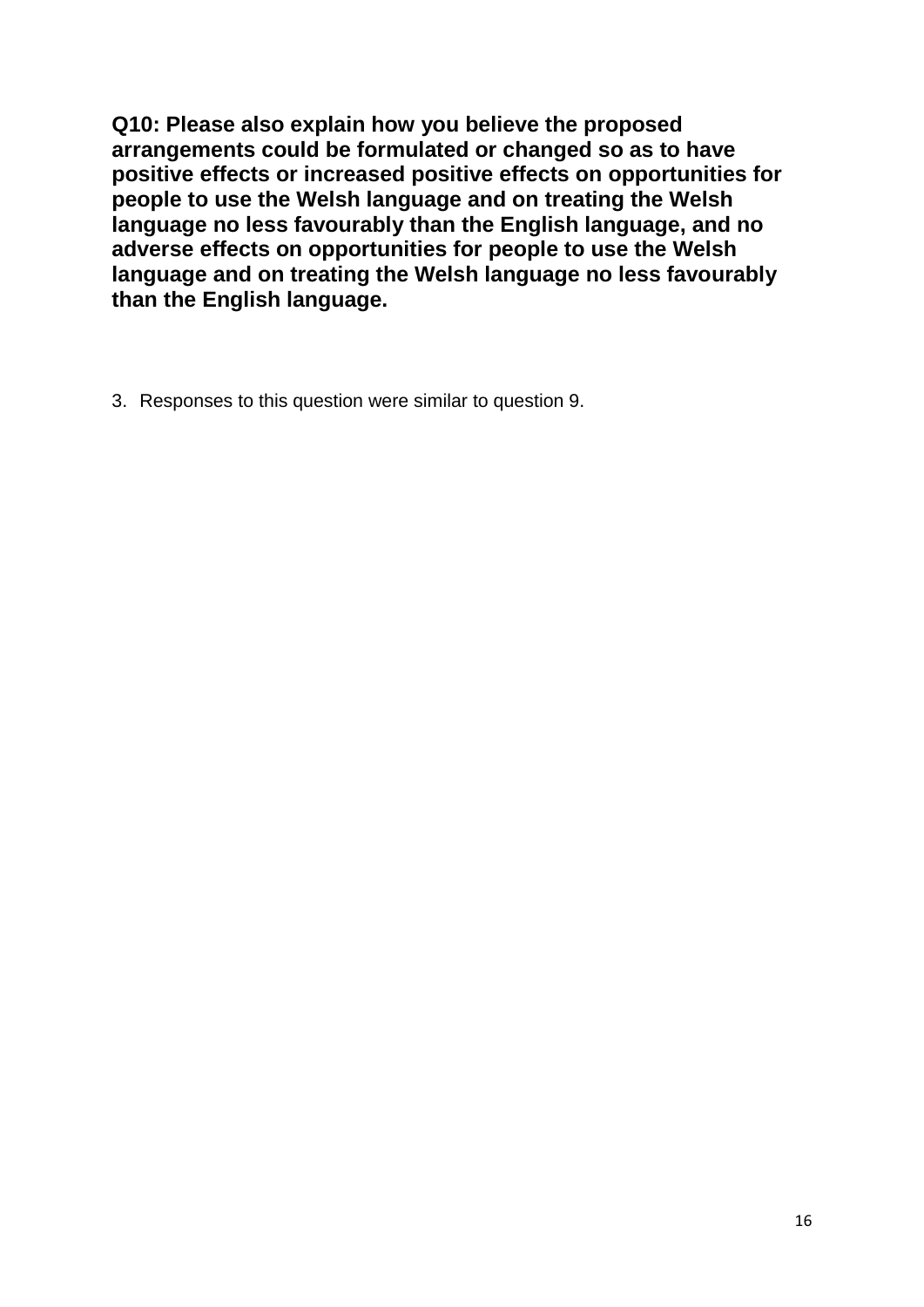**Q10: Please also explain how you believe the proposed arrangements could be formulated or changed so as to have positive effects or increased positive effects on opportunities for people to use the Welsh language and on treating the Welsh language no less favourably than the English language, and no adverse effects on opportunities for people to use the Welsh language and on treating the Welsh language no less favourably than the English language.**

3. Responses to this question were similar to question 9.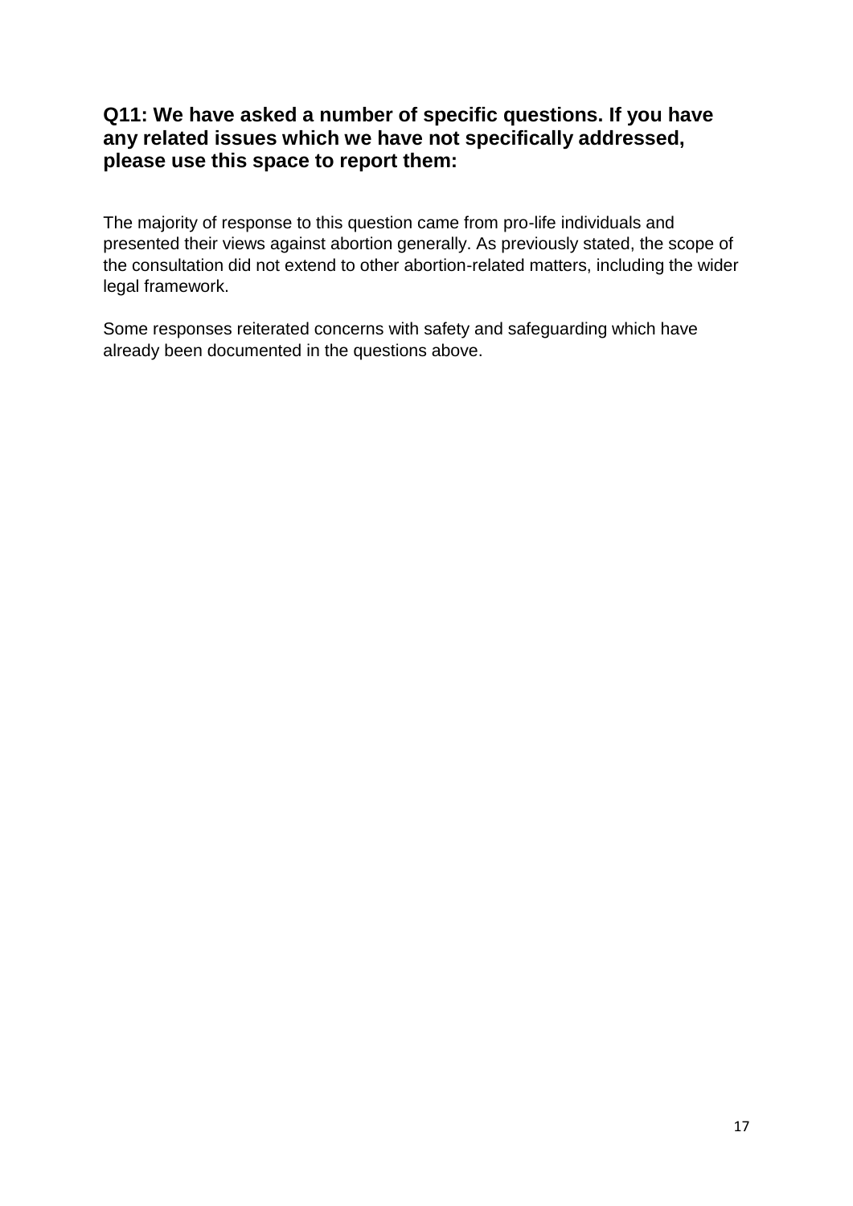### Q11: We have asked a number of specific questions. If you have any related issues which we have not specifically addressed, please use this space to report them:

The majority of response to this question came from pro-life individuals and presented their views against abortion generally. As previously stated, the scope of the consultation did not extend to other abortion-related matters, including the wider legal framework.

Some responses reiterated concerns with safety and safeguarding which have already been documented in the questions above.